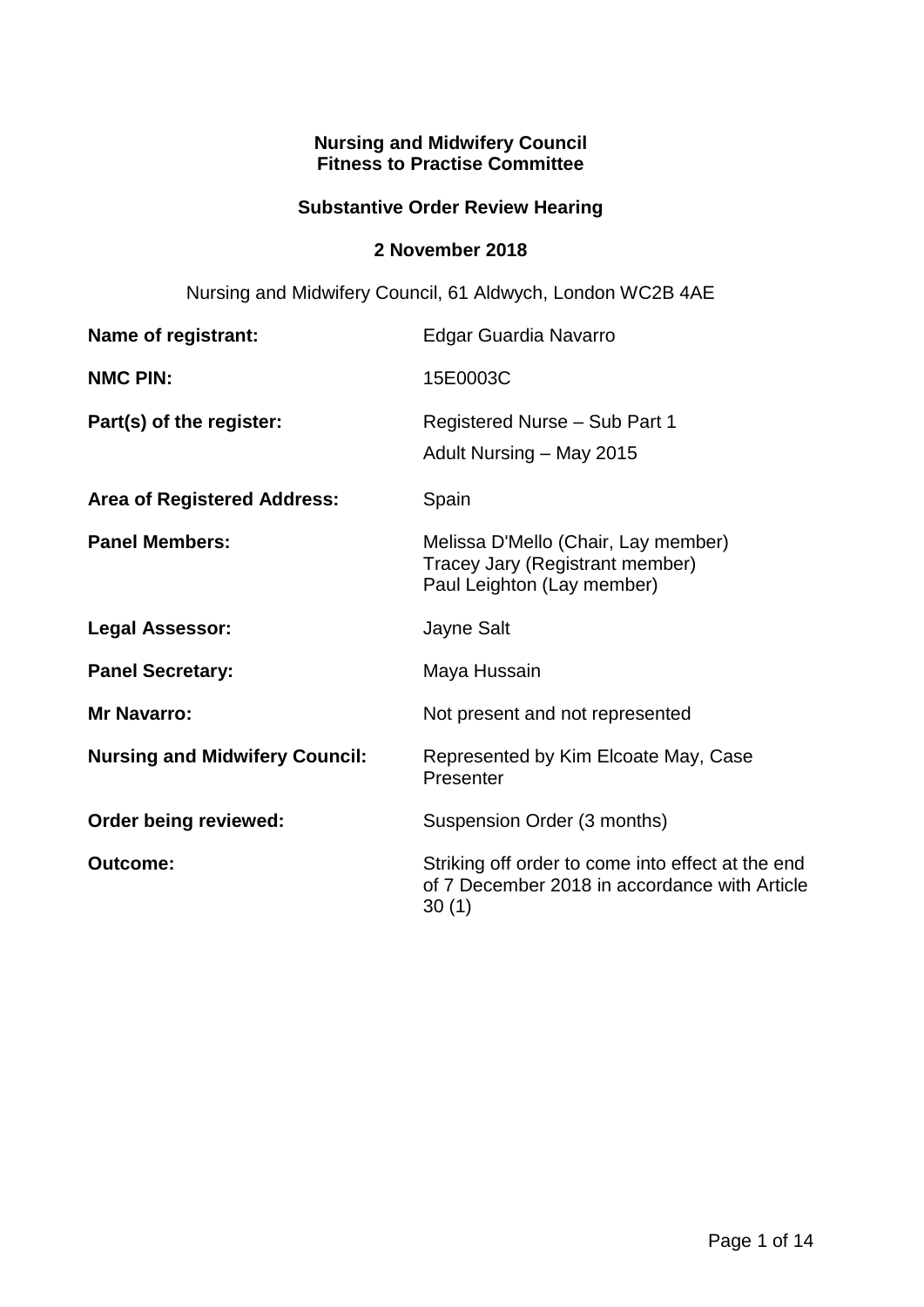**Nursing and Midwifery Council**
**Fitness to Practise Committee**

**Substantive Order Review Hearing**

**2 November 2018**

Nursing and Midwifery Council, 61 Aldwych, London WC2B 4AE

| | |
|---|---|
| **Name of registrant:** | Edgar Guardia Navarro |
| **NMC PIN:** | 15E0003C |
| **Part(s) of the register:** | Registered Nurse – Sub Part 1<br>Adult Nursing – May 2015 |
| **Area of Registered Address:** | Spain |
| **Panel Members:** | Melissa D'Mello (Chair, Lay member)<br>Tracey Jary (Registrant member)<br>Paul Leighton (Lay member) |
| **Legal Assessor:** | Jayne Salt |
| **Panel Secretary:** | Maya Hussain |
| **Mr Navarro:** | Not present and not represented |
| **Nursing and Midwifery Council:** | Represented by Kim Elcoate May, Case Presenter |
| **Order being reviewed:** | Suspension Order (3 months) |
| **Outcome:** | Striking off order to come into effect at the end of 7 December 2018 in accordance with Article 30 (1) |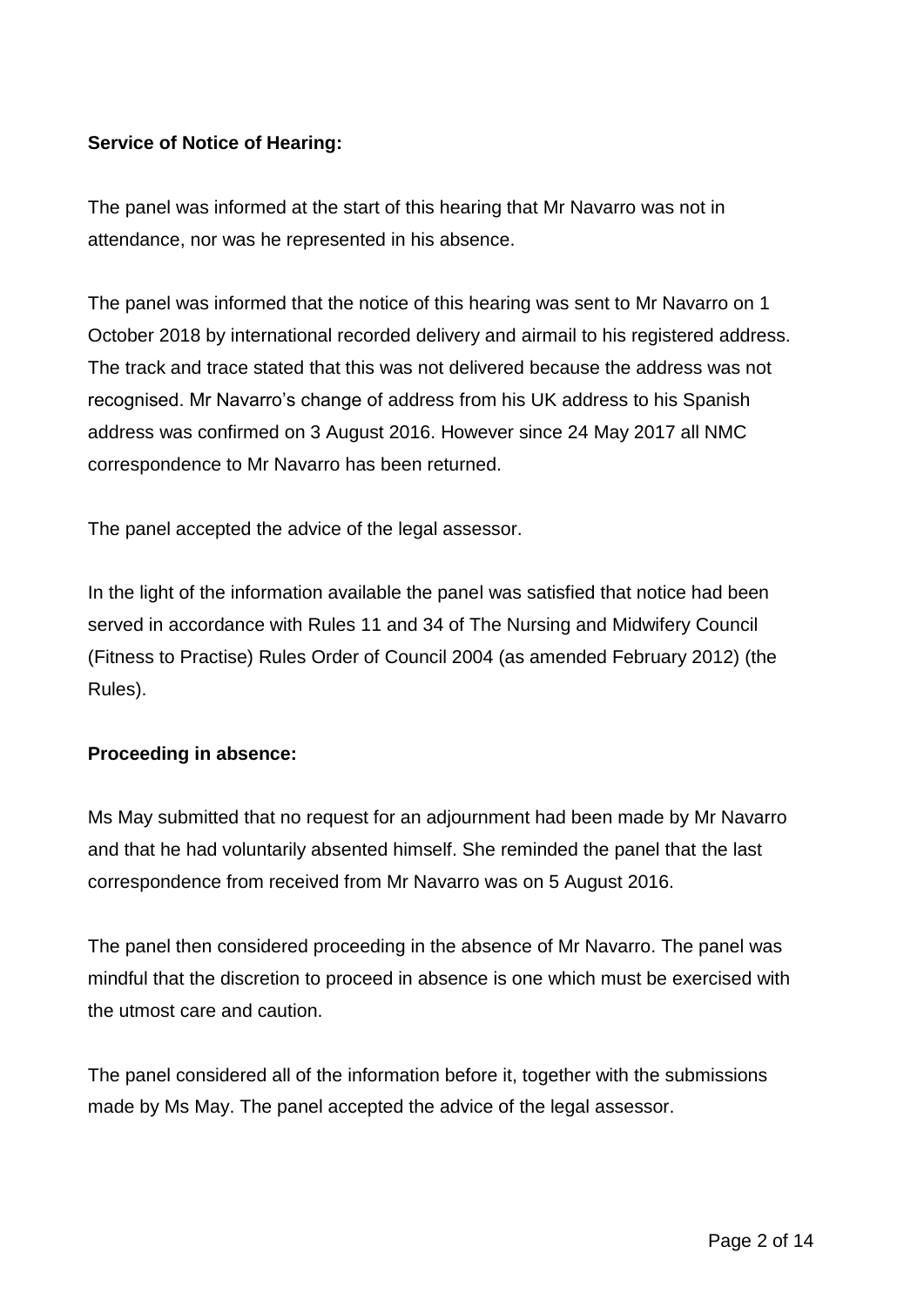**Service of Notice of Hearing:**

The panel was informed at the start of this hearing that Mr Navarro was not in attendance, nor was he represented in his absence.

The panel was informed that the notice of this hearing was sent to Mr Navarro on 1 October 2018 by international recorded delivery and airmail to his registered address. The track and trace stated that this was not delivered because the address was not recognised. Mr Navarro's change of address from his UK address to his Spanish address was confirmed on 3 August 2016. However since 24 May 2017 all NMC correspondence to Mr Navarro has been returned.

The panel accepted the advice of the legal assessor.

In the light of the information available the panel was satisfied that notice had been served in accordance with Rules 11 and 34 of The Nursing and Midwifery Council (Fitness to Practise) Rules Order of Council 2004 (as amended February 2012) (the Rules).

**Proceeding in absence:**

Ms May submitted that no request for an adjournment had been made by Mr Navarro and that he had voluntarily absented himself. She reminded the panel that the last correspondence from received from Mr Navarro was on 5 August 2016.

The panel then considered proceeding in the absence of Mr Navarro. The panel was mindful that the discretion to proceed in absence is one which must be exercised with the utmost care and caution.

The panel considered all of the information before it, together with the submissions made by Ms May. The panel accepted the advice of the legal assessor.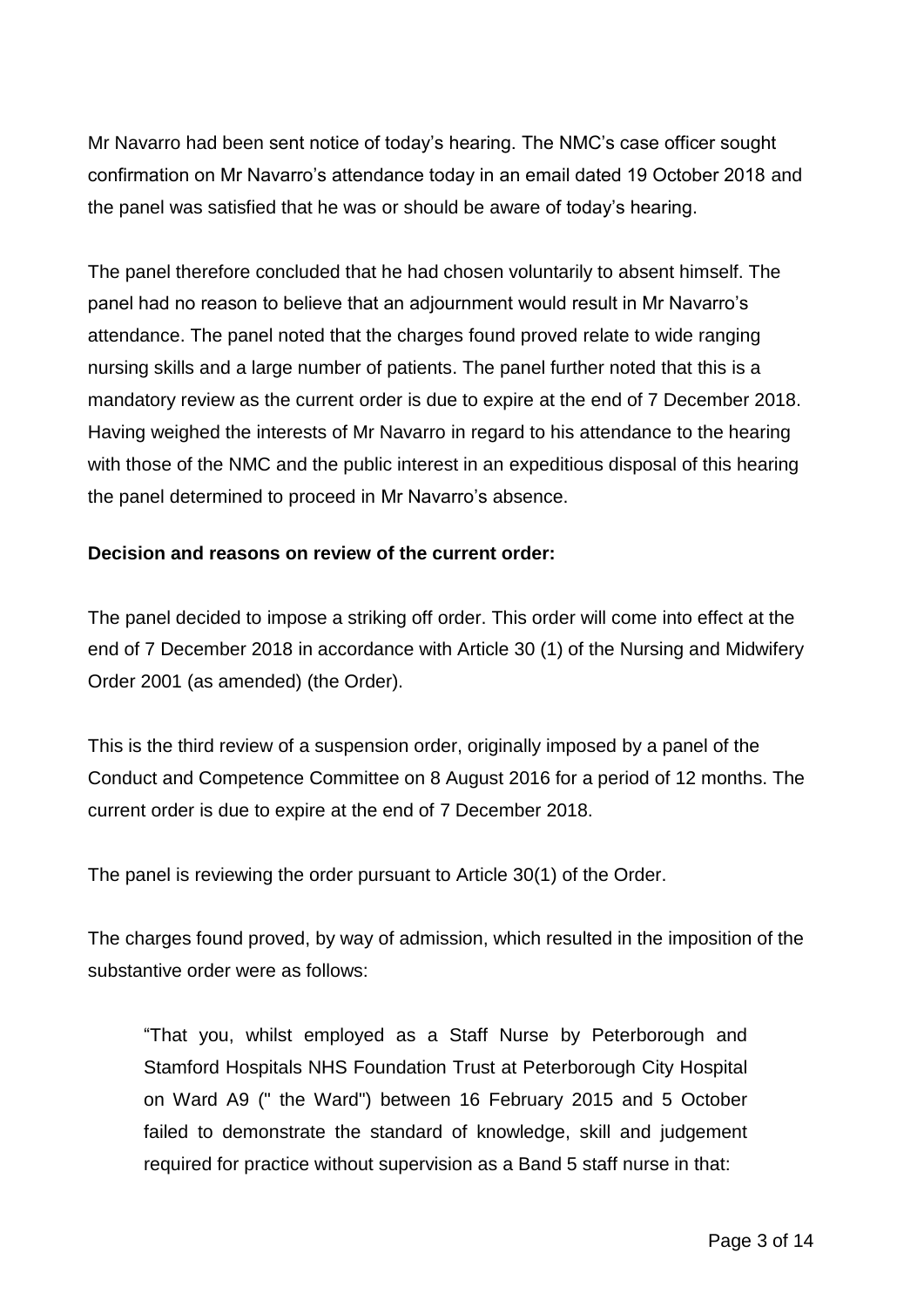Mr Navarro had been sent notice of today's hearing. The NMC's case officer sought confirmation on Mr Navarro's attendance today in an email dated 19 October 2018 and the panel was satisfied that he was or should be aware of today's hearing.

The panel therefore concluded that he had chosen voluntarily to absent himself. The panel had no reason to believe that an adjournment would result in Mr Navarro's attendance. The panel noted that the charges found proved relate to wide ranging nursing skills and a large number of patients. The panel further noted that this is a mandatory review as the current order is due to expire at the end of 7 December 2018. Having weighed the interests of Mr Navarro in regard to his attendance to the hearing with those of the NMC and the public interest in an expeditious disposal of this hearing the panel determined to proceed in Mr Navarro's absence.

**Decision and reasons on review of the current order:**

The panel decided to impose a striking off order. This order will come into effect at the end of 7 December 2018 in accordance with Article 30 (1) of the Nursing and Midwifery Order 2001 (as amended) (the Order).

This is the third review of a suspension order, originally imposed by a panel of the Conduct and Competence Committee on 8 August 2016 for a period of 12 months. The current order is due to expire at the end of 7 December 2018.

The panel is reviewing the order pursuant to Article 30(1) of the Order.

The charges found proved, by way of admission, which resulted in the imposition of the substantive order were as follows:

> "That you, whilst employed as a Staff Nurse by Peterborough and Stamford Hospitals NHS Foundation Trust at Peterborough City Hospital on Ward A9 (" the Ward") between 16 February 2015 and 5 October failed to demonstrate the standard of knowledge, skill and judgement required for practice without supervision as a Band 5 staff nurse in that: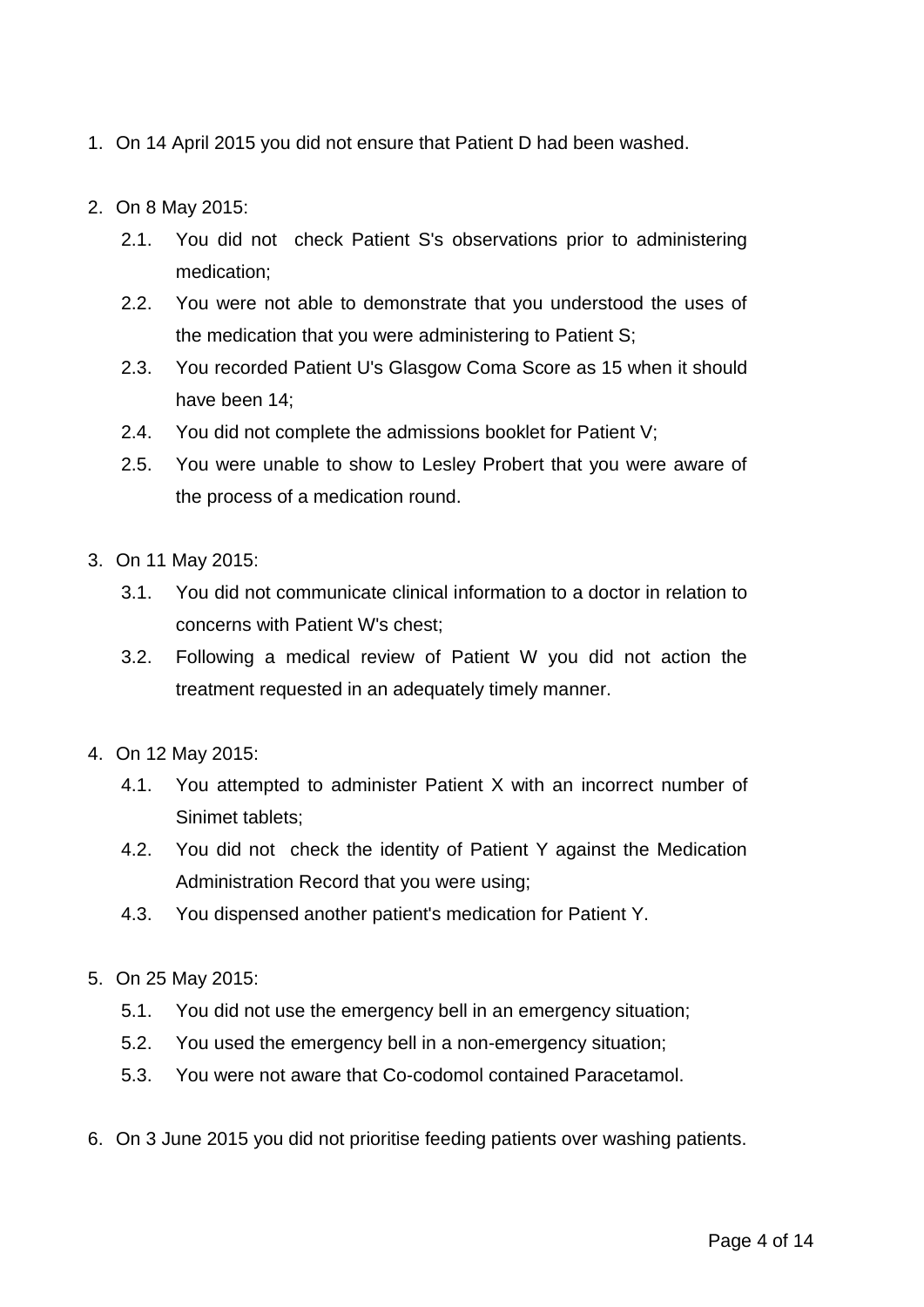1. On 14 April 2015 you did not ensure that Patient D had been washed.

2. On 8 May 2015:

   2.1. You did not check Patient S's observations prior to administering medication;

   2.2. You were not able to demonstrate that you understood the uses of the medication that you were administering to Patient S;

   2.3. You recorded Patient U's Glasgow Coma Score as 15 when it should have been 14;

   2.4. You did not complete the admissions booklet for Patient V;

   2.5. You were unable to show to Lesley Probert that you were aware of the process of a medication round.

3. On 11 May 2015:

   3.1. You did not communicate clinical information to a doctor in relation to concerns with Patient W's chest;

   3.2. Following a medical review of Patient W you did not action the treatment requested in an adequately timely manner.

4. On 12 May 2015:

   4.1. You attempted to administer Patient X with an incorrect number of Sinimet tablets;

   4.2. You did not check the identity of Patient Y against the Medication Administration Record that you were using;

   4.3. You dispensed another patient's medication for Patient Y.

5. On 25 May 2015:

   5.1. You did not use the emergency bell in an emergency situation;

   5.2. You used the emergency bell in a non-emergency situation;

   5.3. You were not aware that Co-codomol contained Paracetamol.

6. On 3 June 2015 you did not prioritise feeding patients over washing patients.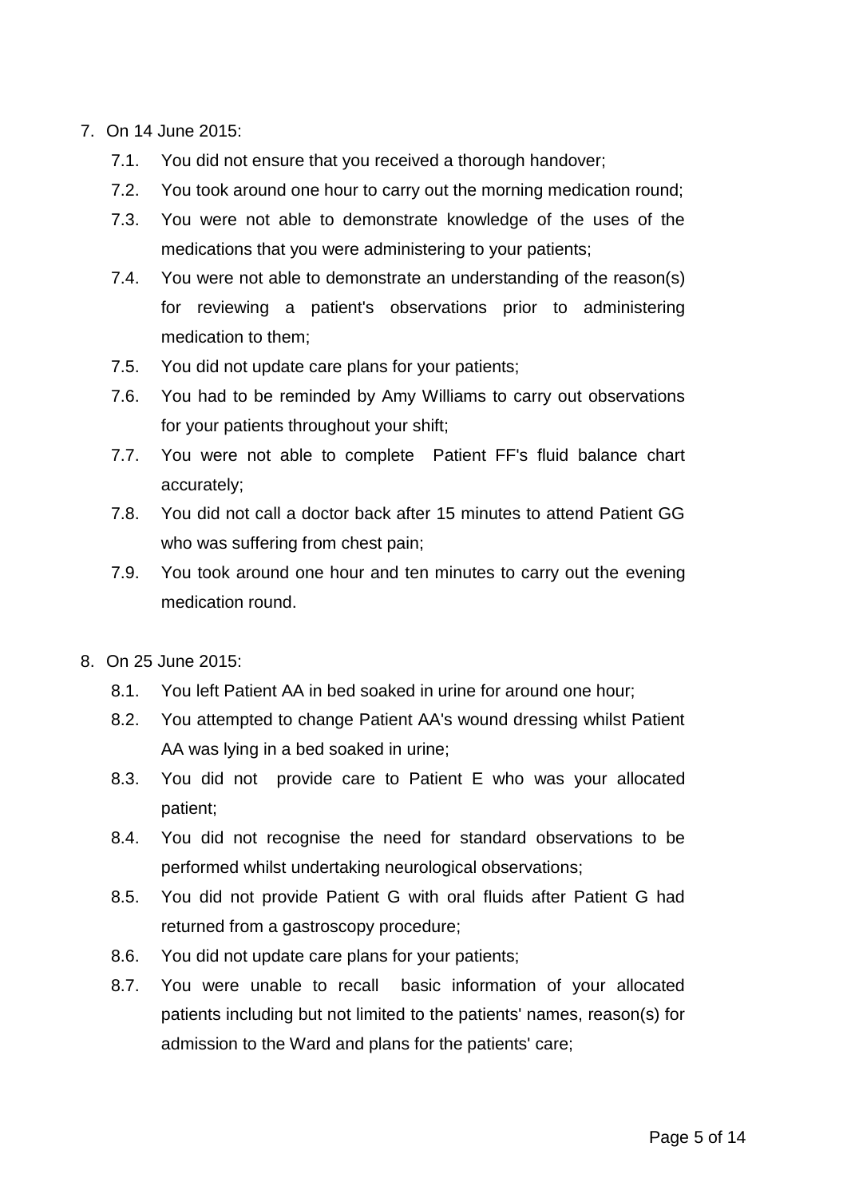7. On 14 June 2015:
   - 7.1. You did not ensure that you received a thorough handover;
   - 7.2. You took around one hour to carry out the morning medication round;
   - 7.3. You were not able to demonstrate knowledge of the uses of the medications that you were administering to your patients;
   - 7.4. You were not able to demonstrate an understanding of the reason(s) for reviewing a patient's observations prior to administering medication to them;
   - 7.5. You did not update care plans for your patients;
   - 7.6. You had to be reminded by Amy Williams to carry out observations for your patients throughout your shift;
   - 7.7. You were not able to complete Patient FF's fluid balance chart accurately;
   - 7.8. You did not call a doctor back after 15 minutes to attend Patient GG who was suffering from chest pain;
   - 7.9. You took around one hour and ten minutes to carry out the evening medication round.

8. On 25 June 2015:
   - 8.1. You left Patient AA in bed soaked in urine for around one hour;
   - 8.2. You attempted to change Patient AA's wound dressing whilst Patient AA was lying in a bed soaked in urine;
   - 8.3. You did not provide care to Patient E who was your allocated patient;
   - 8.4. You did not recognise the need for standard observations to be performed whilst undertaking neurological observations;
   - 8.5. You did not provide Patient G with oral fluids after Patient G had returned from a gastroscopy procedure;
   - 8.6. You did not update care plans for your patients;
   - 8.7. You were unable to recall basic information of your allocated patients including but not limited to the patients' names, reason(s) for admission to the Ward and plans for the patients' care;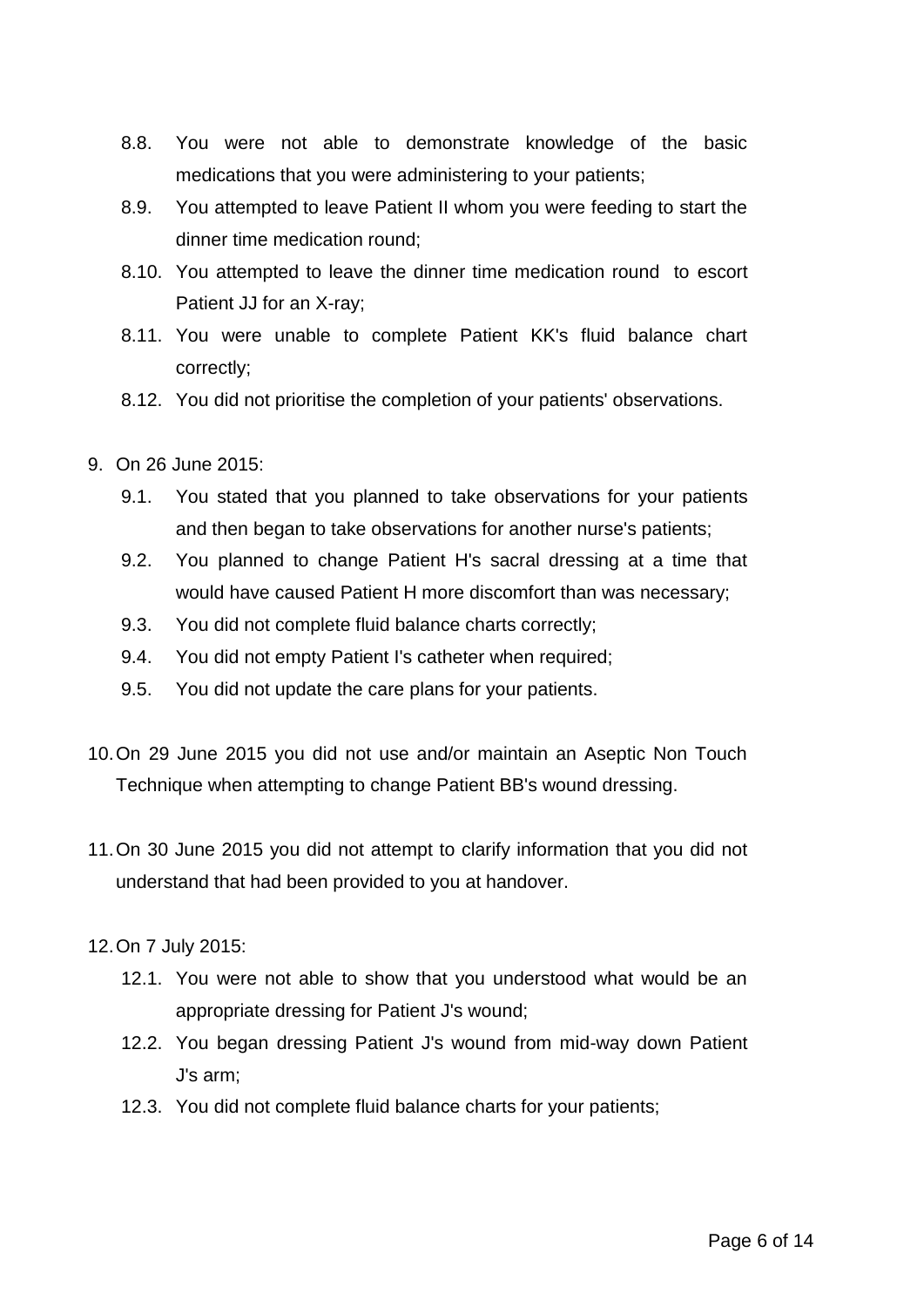8.8. You were not able to demonstrate knowledge of the basic medications that you were administering to your patients;

8.9. You attempted to leave Patient II whom you were feeding to start the dinner time medication round;

8.10. You attempted to leave the dinner time medication round to escort Patient JJ for an X-ray;

8.11. You were unable to complete Patient KK's fluid balance chart correctly;

8.12. You did not prioritise the completion of your patients' observations.

9. On 26 June 2015:

   9.1. You stated that you planned to take observations for your patients and then began to take observations for another nurse's patients;

   9.2. You planned to change Patient H's sacral dressing at a time that would have caused Patient H more discomfort than was necessary;

   9.3. You did not complete fluid balance charts correctly;

   9.4. You did not empty Patient I's catheter when required;

   9.5. You did not update the care plans for your patients.

10. On 29 June 2015 you did not use and/or maintain an Aseptic Non Touch Technique when attempting to change Patient BB's wound dressing.

11. On 30 June 2015 you did not attempt to clarify information that you did not understand that had been provided to you at handover.

12. On 7 July 2015:

    12.1. You were not able to show that you understood what would be an appropriate dressing for Patient J's wound;

    12.2. You began dressing Patient J's wound from mid-way down Patient J's arm;

    12.3. You did not complete fluid balance charts for your patients;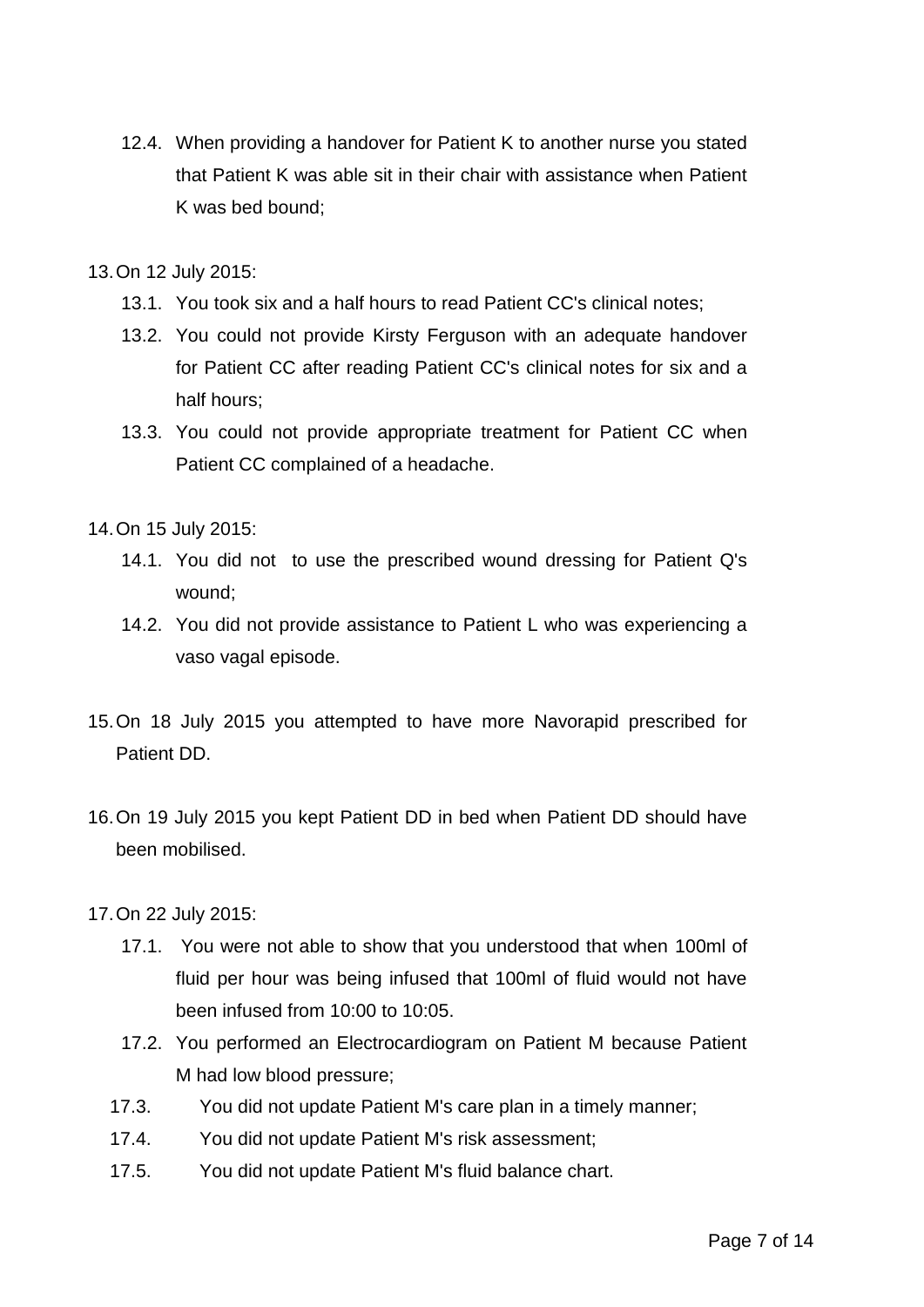12.4. When providing a handover for Patient K to another nurse you stated that Patient K was able sit in their chair with assistance when Patient K was bed bound;

13. On 12 July 2015:

    13.1. You took six and a half hours to read Patient CC's clinical notes;

    13.2. You could not provide Kirsty Ferguson with an adequate handover for Patient CC after reading Patient CC's clinical notes for six and a half hours;

    13.3. You could not provide appropriate treatment for Patient CC when Patient CC complained of a headache.

14. On 15 July 2015:

    14.1. You did not to use the prescribed wound dressing for Patient Q's wound;

    14.2. You did not provide assistance to Patient L who was experiencing a vaso vagal episode.

15. On 18 July 2015 you attempted to have more Navorapid prescribed for Patient DD.

16. On 19 July 2015 you kept Patient DD in bed when Patient DD should have been mobilised.

17. On 22 July 2015:

    17.1. You were not able to show that you understood that when 100ml of fluid per hour was being infused that 100ml of fluid would not have been infused from 10:00 to 10:05.

    17.2. You performed an Electrocardiogram on Patient M because Patient M had low blood pressure;

    17.3. You did not update Patient M's care plan in a timely manner;

    17.4. You did not update Patient M's risk assessment;

    17.5. You did not update Patient M's fluid balance chart.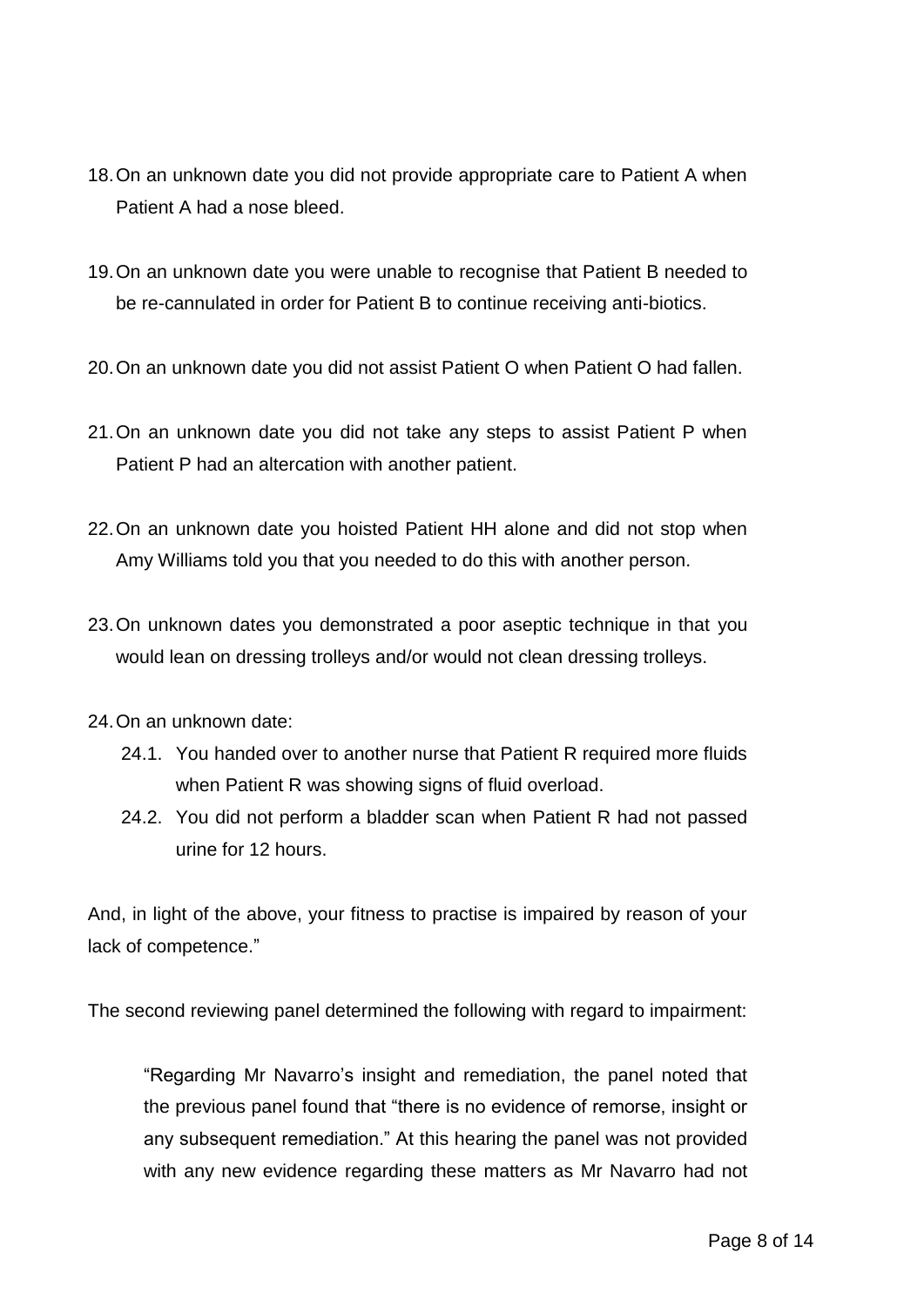18. On an unknown date you did not provide appropriate care to Patient A when Patient A had a nose bleed.

19. On an unknown date you were unable to recognise that Patient B needed to be re-cannulated in order for Patient B to continue receiving anti-biotics.

20. On an unknown date you did not assist Patient O when Patient O had fallen.

21. On an unknown date you did not take any steps to assist Patient P when Patient P had an altercation with another patient.

22. On an unknown date you hoisted Patient HH alone and did not stop when Amy Williams told you that you needed to do this with another person.

23. On unknown dates you demonstrated a poor aseptic technique in that you would lean on dressing trolleys and/or would not clean dressing trolleys.

24. On an unknown date:
    24.1. You handed over to another nurse that Patient R required more fluids when Patient R was showing signs of fluid overload.
    24.2. You did not perform a bladder scan when Patient R had not passed urine for 12 hours.

And, in light of the above, your fitness to practise is impaired by reason of your lack of competence."

The second reviewing panel determined the following with regard to impairment:

> "Regarding Mr Navarro's insight and remediation, the panel noted that the previous panel found that "there is no evidence of remorse, insight or any subsequent remediation." At this hearing the panel was not provided with any new evidence regarding these matters as Mr Navarro had not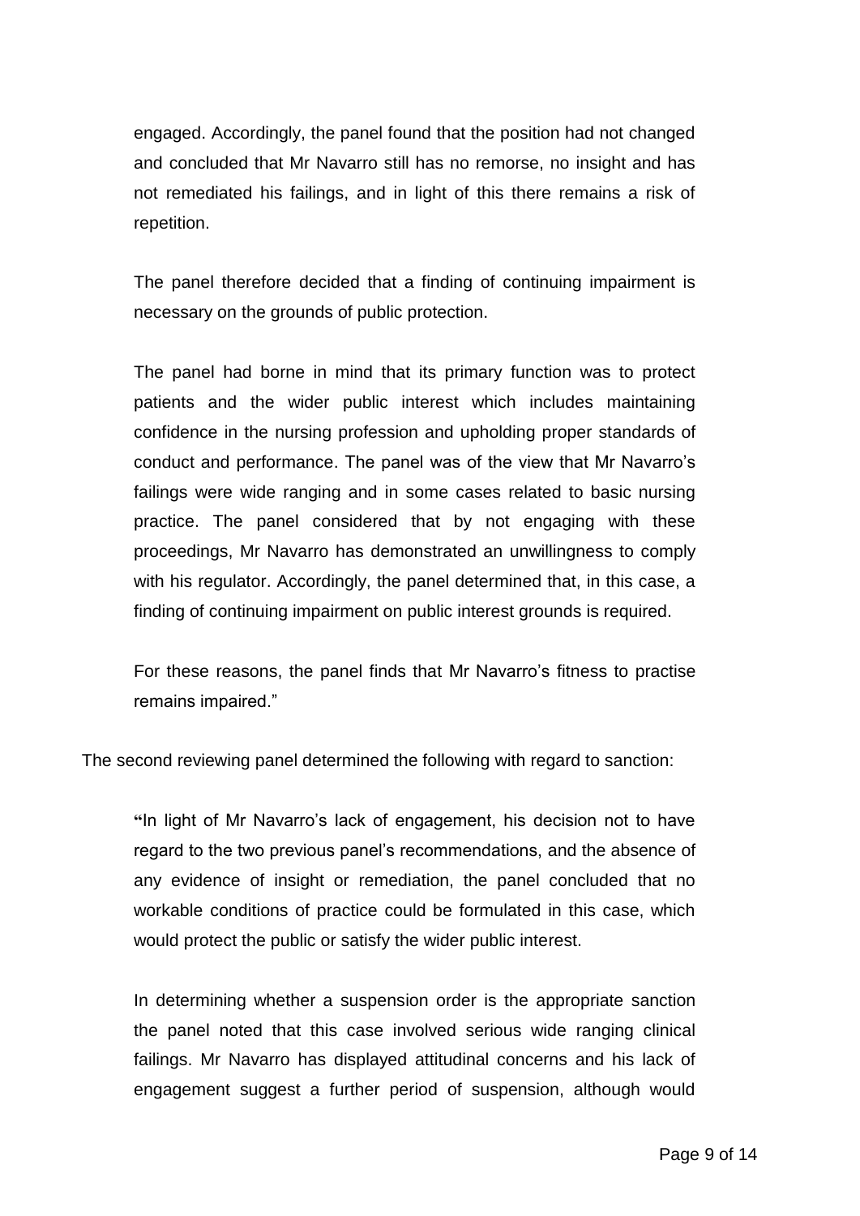engaged. Accordingly, the panel found that the position had not changed and concluded that Mr Navarro still has no remorse, no insight and has not remediated his failings, and in light of this there remains a risk of repetition.

The panel therefore decided that a finding of continuing impairment is necessary on the grounds of public protection.

The panel had borne in mind that its primary function was to protect patients and the wider public interest which includes maintaining confidence in the nursing profession and upholding proper standards of conduct and performance. The panel was of the view that Mr Navarro's failings were wide ranging and in some cases related to basic nursing practice. The panel considered that by not engaging with these proceedings, Mr Navarro has demonstrated an unwillingness to comply with his regulator. Accordingly, the panel determined that, in this case, a finding of continuing impairment on public interest grounds is required.

For these reasons, the panel finds that Mr Navarro's fitness to practise remains impaired."

The second reviewing panel determined the following with regard to sanction:

"In light of Mr Navarro's lack of engagement, his decision not to have regard to the two previous panel's recommendations, and the absence of any evidence of insight or remediation, the panel concluded that no workable conditions of practice could be formulated in this case, which would protect the public or satisfy the wider public interest.

In determining whether a suspension order is the appropriate sanction the panel noted that this case involved serious wide ranging clinical failings. Mr Navarro has displayed attitudinal concerns and his lack of engagement suggest a further period of suspension, although would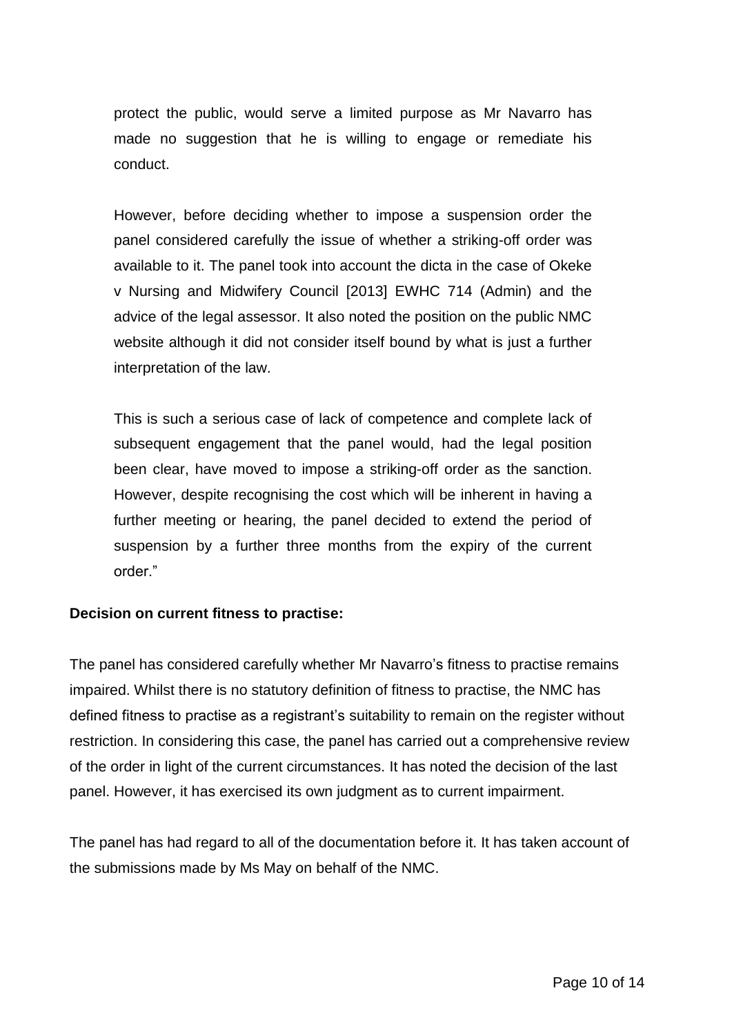protect the public, would serve a limited purpose as Mr Navarro has made no suggestion that he is willing to engage or remediate his conduct.

However, before deciding whether to impose a suspension order the panel considered carefully the issue of whether a striking-off order was available to it. The panel took into account the dicta in the case of Okeke v Nursing and Midwifery Council [2013] EWHC 714 (Admin) and the advice of the legal assessor. It also noted the position on the public NMC website although it did not consider itself bound by what is just a further interpretation of the law.

This is such a serious case of lack of competence and complete lack of subsequent engagement that the panel would, had the legal position been clear, have moved to impose a striking-off order as the sanction. However, despite recognising the cost which will be inherent in having a further meeting or hearing, the panel decided to extend the period of suspension by a further three months from the expiry of the current order."

**Decision on current fitness to practise:**

The panel has considered carefully whether Mr Navarro's fitness to practise remains impaired. Whilst there is no statutory definition of fitness to practise, the NMC has defined fitness to practise as a registrant's suitability to remain on the register without restriction. In considering this case, the panel has carried out a comprehensive review of the order in light of the current circumstances. It has noted the decision of the last panel. However, it has exercised its own judgment as to current impairment.

The panel has had regard to all of the documentation before it. It has taken account of the submissions made by Ms May on behalf of the NMC.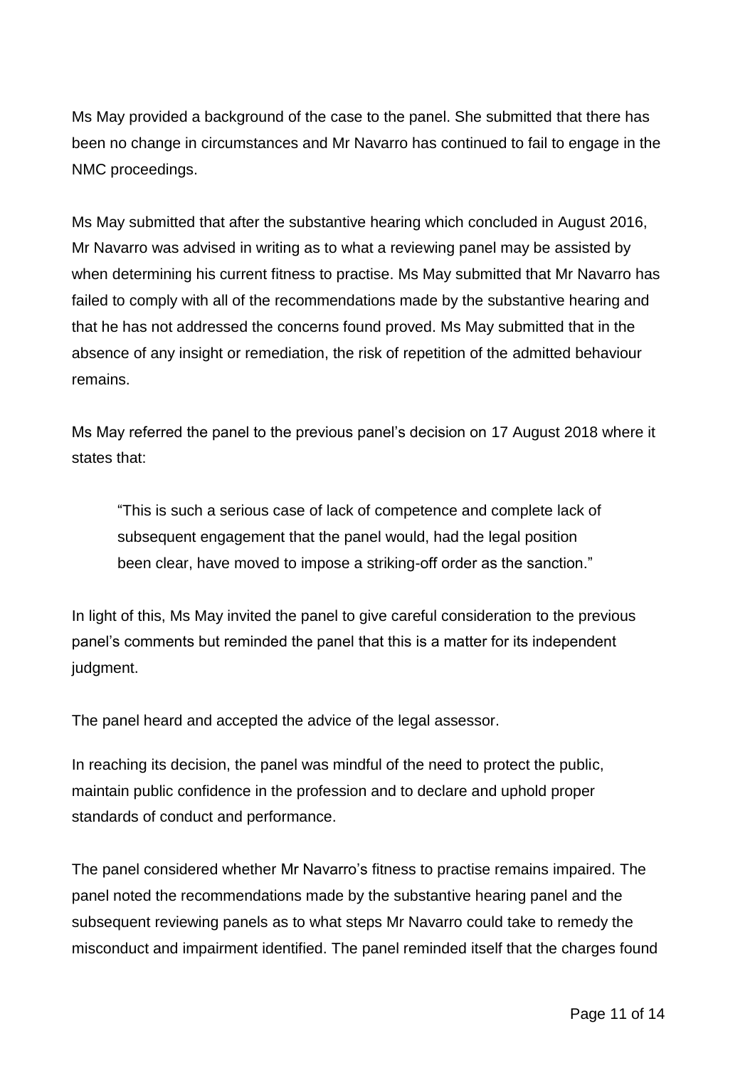Ms May provided a background of the case to the panel. She submitted that there has been no change in circumstances and Mr Navarro has continued to fail to engage in the NMC proceedings.

Ms May submitted that after the substantive hearing which concluded in August 2016, Mr Navarro was advised in writing as to what a reviewing panel may be assisted by when determining his current fitness to practise. Ms May submitted that Mr Navarro has failed to comply with all of the recommendations made by the substantive hearing and that he has not addressed the concerns found proved. Ms May submitted that in the absence of any insight or remediation, the risk of repetition of the admitted behaviour remains.

Ms May referred the panel to the previous panel's decision on 17 August 2018 where it states that:

> "This is such a serious case of lack of competence and complete lack of subsequent engagement that the panel would, had the legal position been clear, have moved to impose a striking-off order as the sanction."

In light of this, Ms May invited the panel to give careful consideration to the previous panel's comments but reminded the panel that this is a matter for its independent judgment.

The panel heard and accepted the advice of the legal assessor.

In reaching its decision, the panel was mindful of the need to protect the public, maintain public confidence in the profession and to declare and uphold proper standards of conduct and performance.

The panel considered whether Mr Navarro's fitness to practise remains impaired. The panel noted the recommendations made by the substantive hearing panel and the subsequent reviewing panels as to what steps Mr Navarro could take to remedy the misconduct and impairment identified. The panel reminded itself that the charges found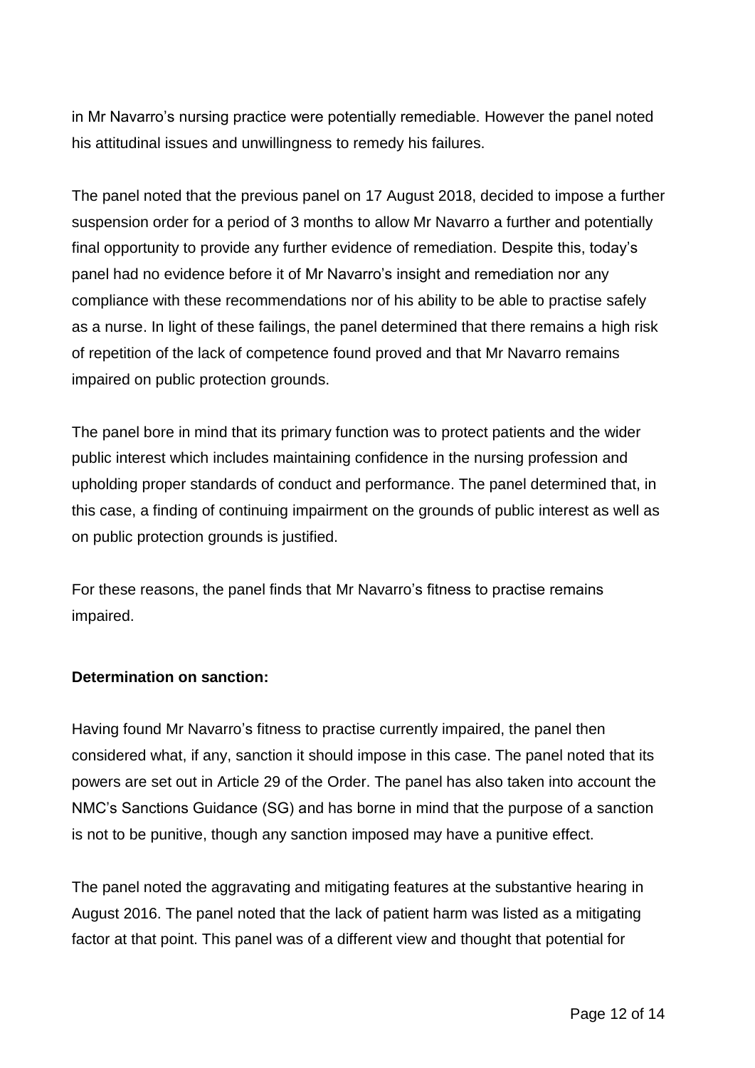in Mr Navarro's nursing practice were potentially remediable. However the panel noted his attitudinal issues and unwillingness to remedy his failures.

The panel noted that the previous panel on 17 August 2018, decided to impose a further suspension order for a period of 3 months to allow Mr Navarro a further and potentially final opportunity to provide any further evidence of remediation. Despite this, today's panel had no evidence before it of Mr Navarro's insight and remediation nor any compliance with these recommendations nor of his ability to be able to practise safely as a nurse. In light of these failings, the panel determined that there remains a high risk of repetition of the lack of competence found proved and that Mr Navarro remains impaired on public protection grounds.

The panel bore in mind that its primary function was to protect patients and the wider public interest which includes maintaining confidence in the nursing profession and upholding proper standards of conduct and performance. The panel determined that, in this case, a finding of continuing impairment on the grounds of public interest as well as on public protection grounds is justified.

For these reasons, the panel finds that Mr Navarro's fitness to practise remains impaired.

**Determination on sanction:**

Having found Mr Navarro's fitness to practise currently impaired, the panel then considered what, if any, sanction it should impose in this case. The panel noted that its powers are set out in Article 29 of the Order. The panel has also taken into account the NMC's Sanctions Guidance (SG) and has borne in mind that the purpose of a sanction is not to be punitive, though any sanction imposed may have a punitive effect.

The panel noted the aggravating and mitigating features at the substantive hearing in August 2016. The panel noted that the lack of patient harm was listed as a mitigating factor at that point. This panel was of a different view and thought that potential for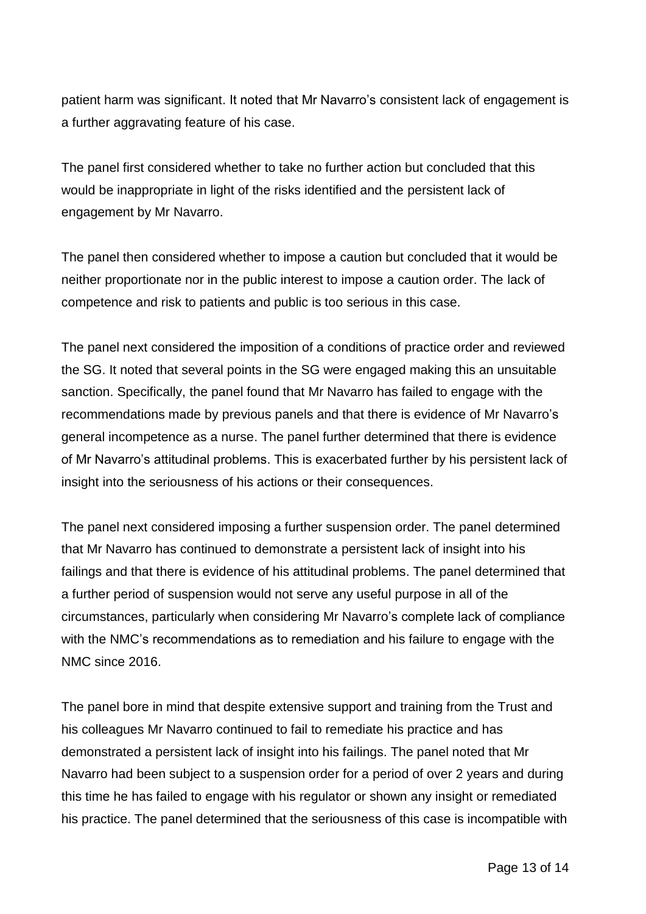patient harm was significant. It noted that Mr Navarro's consistent lack of engagement is a further aggravating feature of his case.

The panel first considered whether to take no further action but concluded that this would be inappropriate in light of the risks identified and the persistent lack of engagement by Mr Navarro.

The panel then considered whether to impose a caution but concluded that it would be neither proportionate nor in the public interest to impose a caution order. The lack of competence and risk to patients and public is too serious in this case.

The panel next considered the imposition of a conditions of practice order and reviewed the SG. It noted that several points in the SG were engaged making this an unsuitable sanction. Specifically, the panel found that Mr Navarro has failed to engage with the recommendations made by previous panels and that there is evidence of Mr Navarro's general incompetence as a nurse. The panel further determined that there is evidence of Mr Navarro's attitudinal problems. This is exacerbated further by his persistent lack of insight into the seriousness of his actions or their consequences.

The panel next considered imposing a further suspension order. The panel determined that Mr Navarro has continued to demonstrate a persistent lack of insight into his failings and that there is evidence of his attitudinal problems. The panel determined that a further period of suspension would not serve any useful purpose in all of the circumstances, particularly when considering Mr Navarro's complete lack of compliance with the NMC's recommendations as to remediation and his failure to engage with the NMC since 2016.

The panel bore in mind that despite extensive support and training from the Trust and his colleagues Mr Navarro continued to fail to remediate his practice and has demonstrated a persistent lack of insight into his failings. The panel noted that Mr Navarro had been subject to a suspension order for a period of over 2 years and during this time he has failed to engage with his regulator or shown any insight or remediated his practice. The panel determined that the seriousness of this case is incompatible with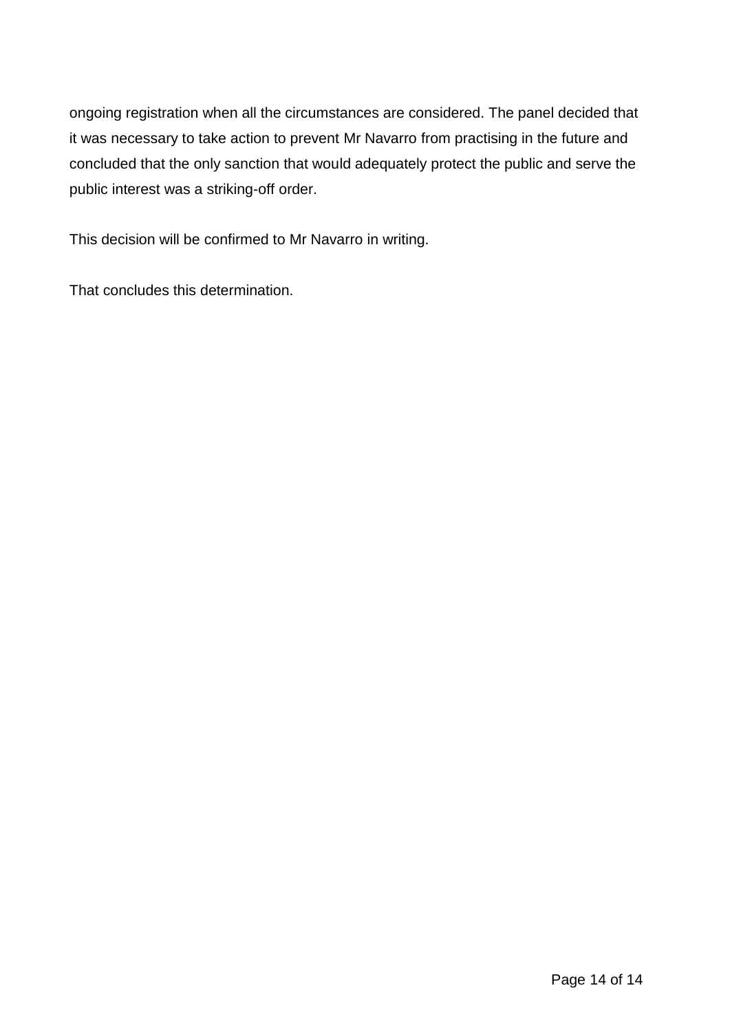ongoing registration when all the circumstances are considered. The panel decided that it was necessary to take action to prevent Mr Navarro from practising in the future and concluded that the only sanction that would adequately protect the public and serve the public interest was a striking-off order.

This decision will be confirmed to Mr Navarro in writing.

That concludes this determination.